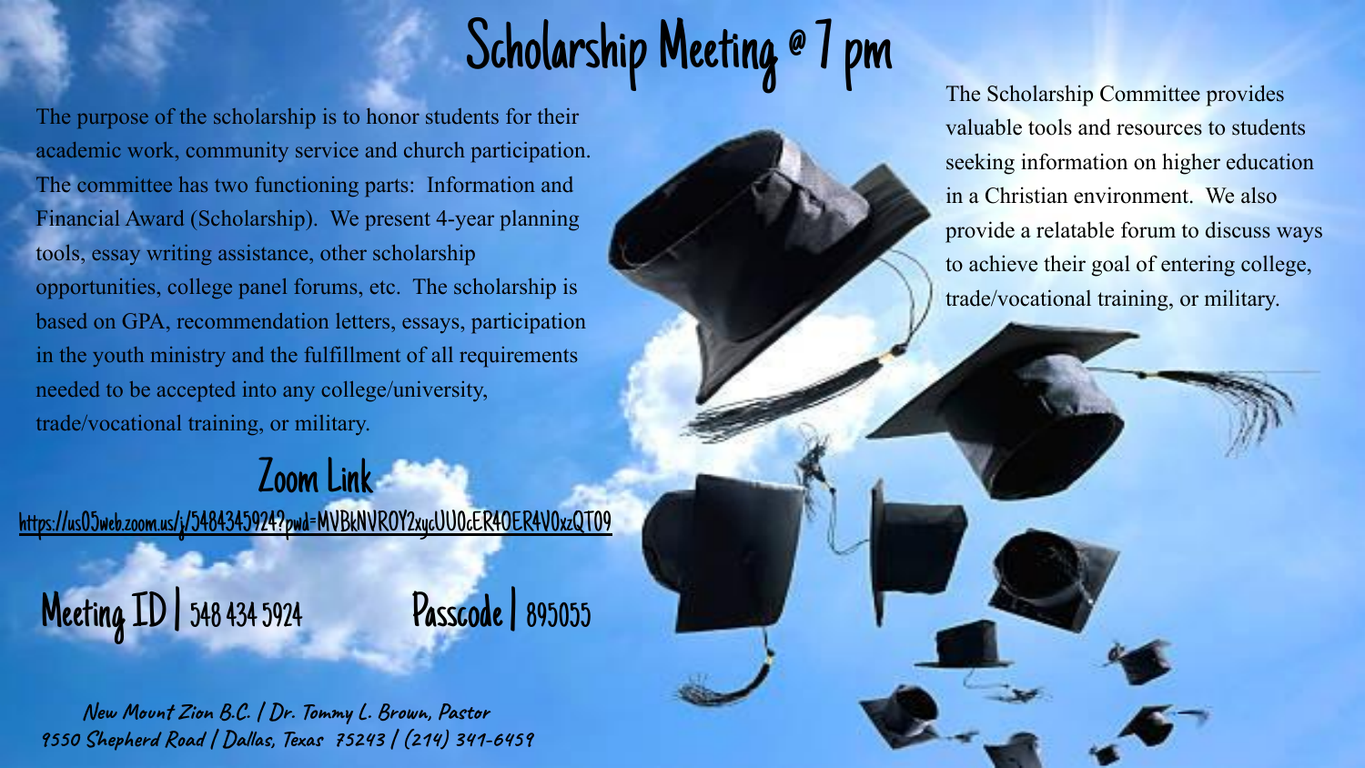# Scholarship Meeting @ 7 pm

The purpose of the scholarship is to honor students for their academic work, community service and church participation. The committee has two functioning parts: Information and Financial Award (Scholarship). We present 4-year planning tools, essay writing assistance, other scholarship opportunities, college panel forums, etc. The scholarship is based on GPA, recommendation letters, essays, participation in the youth ministry and the fulfillment of all requirements needed to be accepted into any college/university, trade/vocational training, or military.

The Scholarship Committee provides valuable tools and resources to students seeking information on higher education in a Christian environment. We also provide a relatable forum to discuss ways to achieve their goal of entering college, trade/vocational training, or military.

## Zoom Link

https://us05web.zoom.us/j/5484345924?pwd=MVBkNVROY2xycUU0cER4OER4V0xzQT09

**Meeting ID** | 548 434 5924

**Passcode** | 895055

*New Mount Zion B.C. / Dr. Tommy L. Brown, Pastor*
*9550 Shepherd Road / Dallas, Texas 75243 / (214) 341-6459*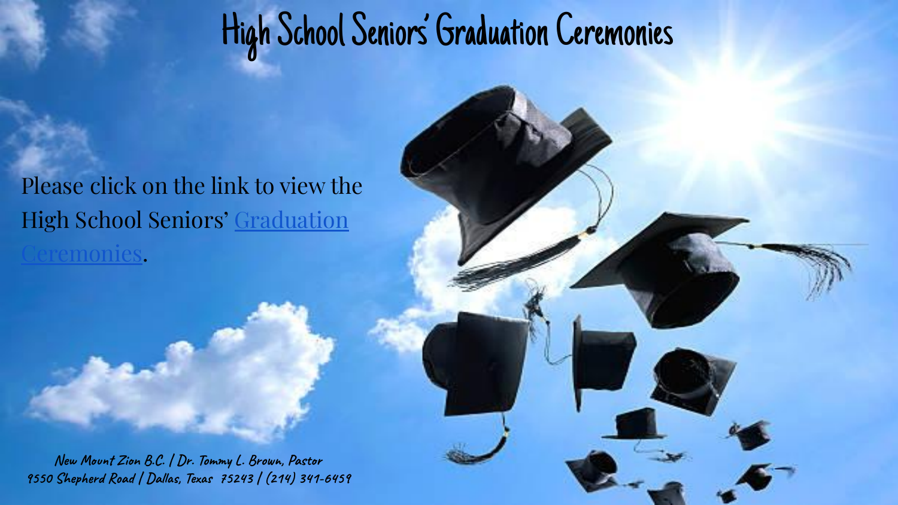# High School Seniors' Graduation Ceremonies

Please click on the link to view the High School Seniors' Graduation Ceremonies.

*New Mount Zion B.C. / Dr. Tommy L. Brown, Pastor*
*9550 Shepherd Road / Dallas, Texas 75243 / (214) 341-6459*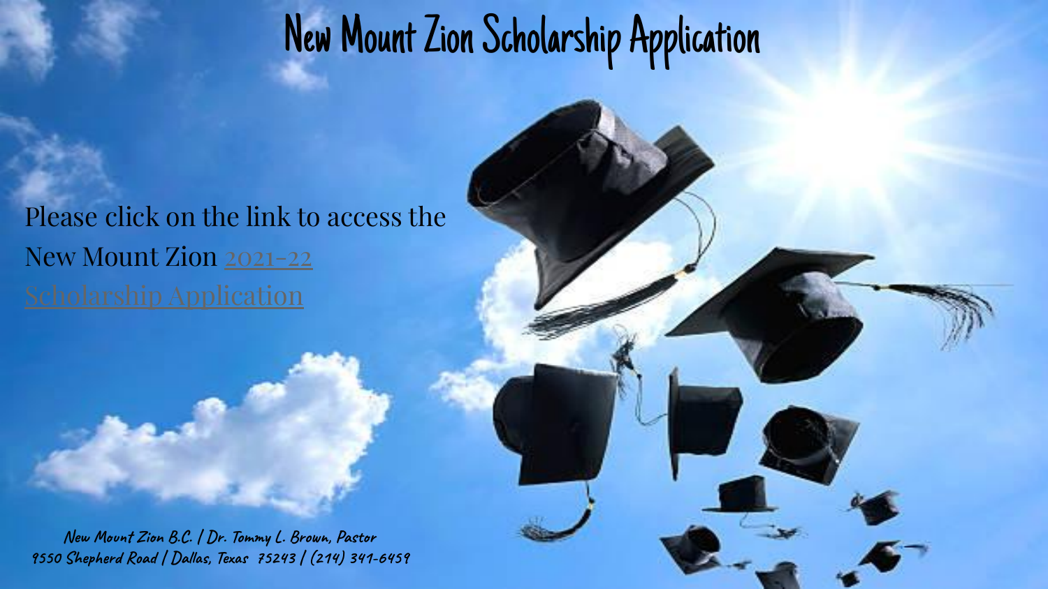# New Mount Zion Scholarship Application

Please click on the link to access the New Mount Zion 2021-22 Scholarship Application

*New Mount Zion B.C. / Dr. Tommy L. Brown, Pastor*
*9550 Shepherd Road / Dallas, Texas 75243 / (214) 341-6459*